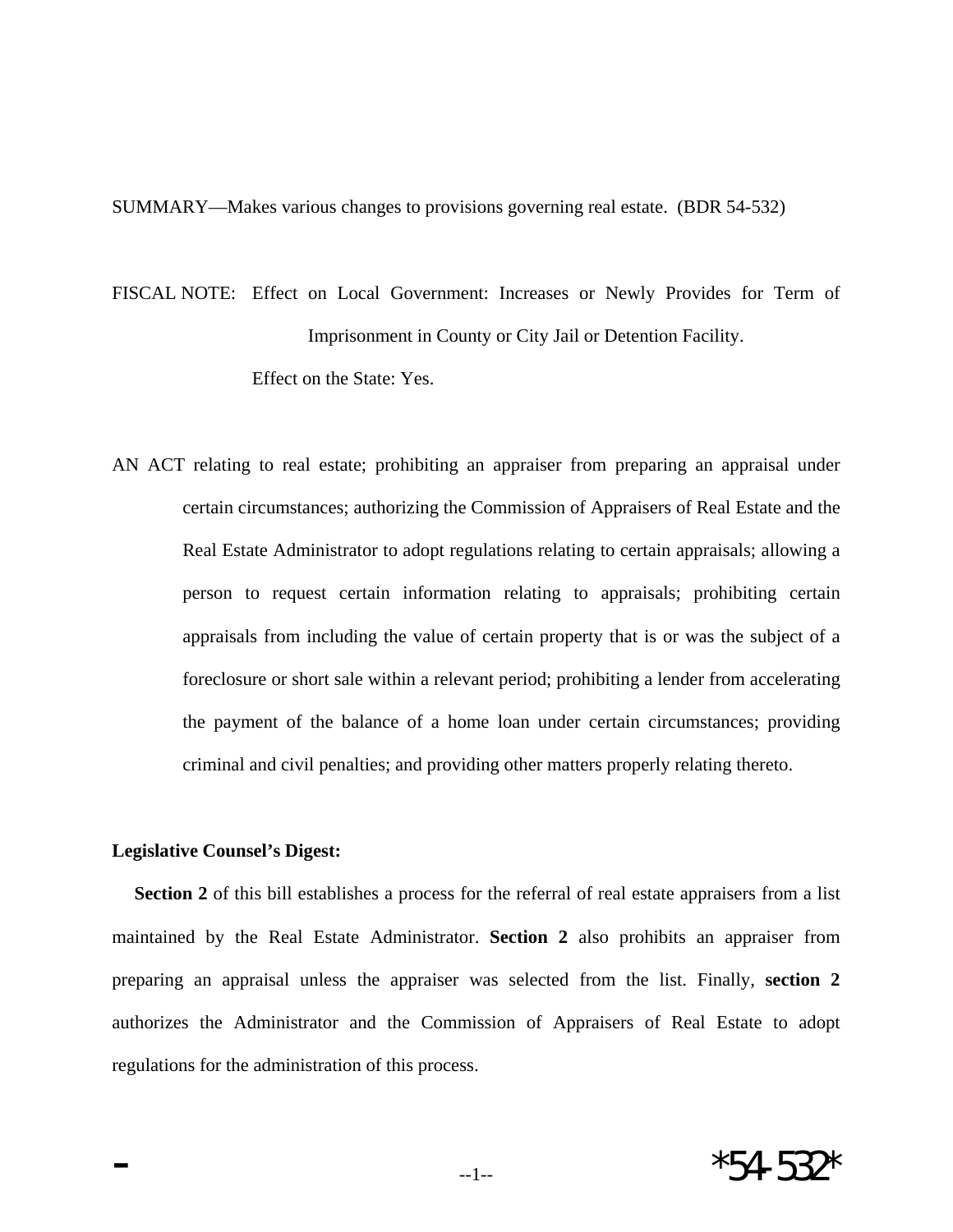SUMMARY—Makes various changes to provisions governing real estate. (BDR 54-532)

FISCAL NOTE: Effect on Local Government: Increases or Newly Provides for Term of Imprisonment in County or City Jail or Detention Facility.

Effect on the State: Yes.

AN ACT relating to real estate; prohibiting an appraiser from preparing an appraisal under certain circumstances; authorizing the Commission of Appraisers of Real Estate and the Real Estate Administrator to adopt regulations relating to certain appraisals; allowing a person to request certain information relating to appraisals; prohibiting certain appraisals from including the value of certain property that is or was the subject of a foreclosure or short sale within a relevant period; prohibiting a lender from accelerating the payment of the balance of a home loan under certain circumstances; providing criminal and civil penalties; and providing other matters properly relating thereto.

**Legislative Counsel's Digest:**

**Section 2** of this bill establishes a process for the referral of real estate appraisers from a list maintained by the Real Estate Administrator. **Section 2** also prohibits an appraiser from preparing an appraisal unless the appraiser was selected from the list. Finally, **section 2** authorizes the Administrator and the Commission of Appraisers of Real Estate to adopt regulations for the administration of this process.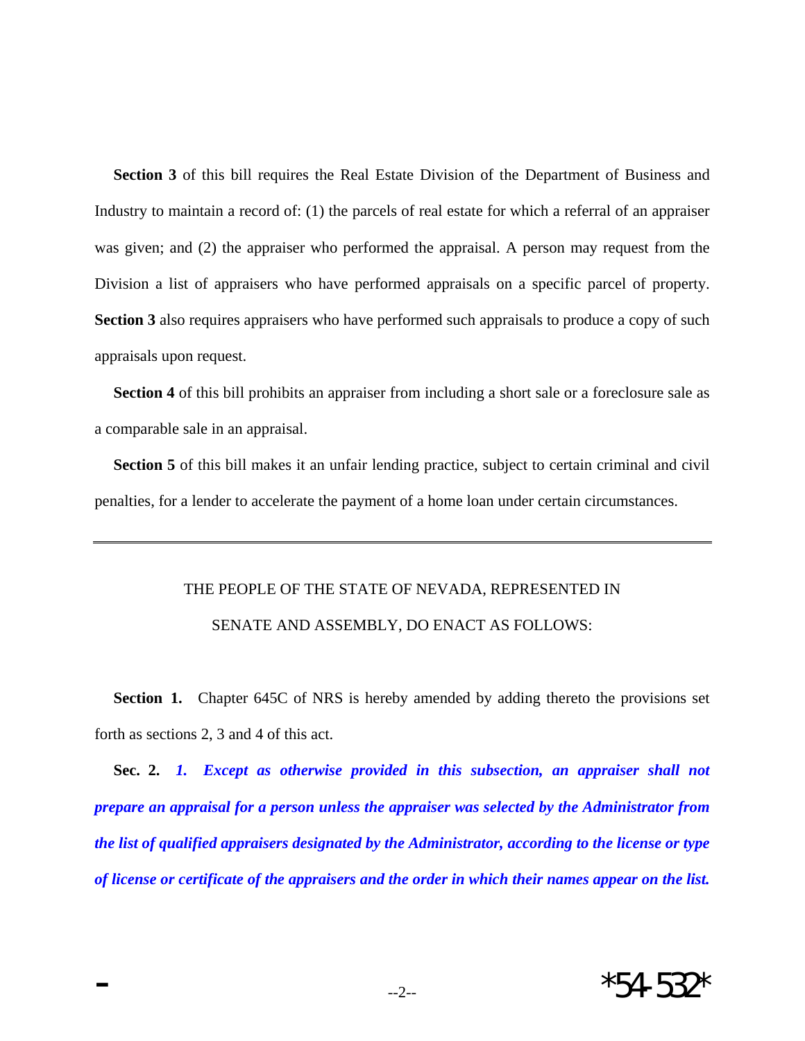**Section 3** of this bill requires the Real Estate Division of the Department of Business and Industry to maintain a record of: (1) the parcels of real estate for which a referral of an appraiser was given; and (2) the appraiser who performed the appraisal. A person may request from the Division a list of appraisers who have performed appraisals on a specific parcel of property. **Section 3** also requires appraisers who have performed such appraisals to produce a copy of such appraisals upon request.

**Section 4** of this bill prohibits an appraiser from including a short sale or a foreclosure sale as a comparable sale in an appraisal.

**Section 5** of this bill makes it an unfair lending practice, subject to certain criminal and civil penalties, for a lender to accelerate the payment of a home loan under certain circumstances.

---

THE PEOPLE OF THE STATE OF NEVADA, REPRESENTED IN SENATE AND ASSEMBLY, DO ENACT AS FOLLOWS:

**Section 1.** Chapter 645C of NRS is hereby amended by adding thereto the provisions set forth as sections 2, 3 and 4 of this act.

**Sec. 2.** ***1. Except as otherwise provided in this subsection, an appraiser shall not prepare an appraisal for a person unless the appraiser was selected by the Administrator from the list of qualified appraisers designated by the Administrator, according to the license or type of license or certificate of the appraisers and the order in which their names appear on the list.***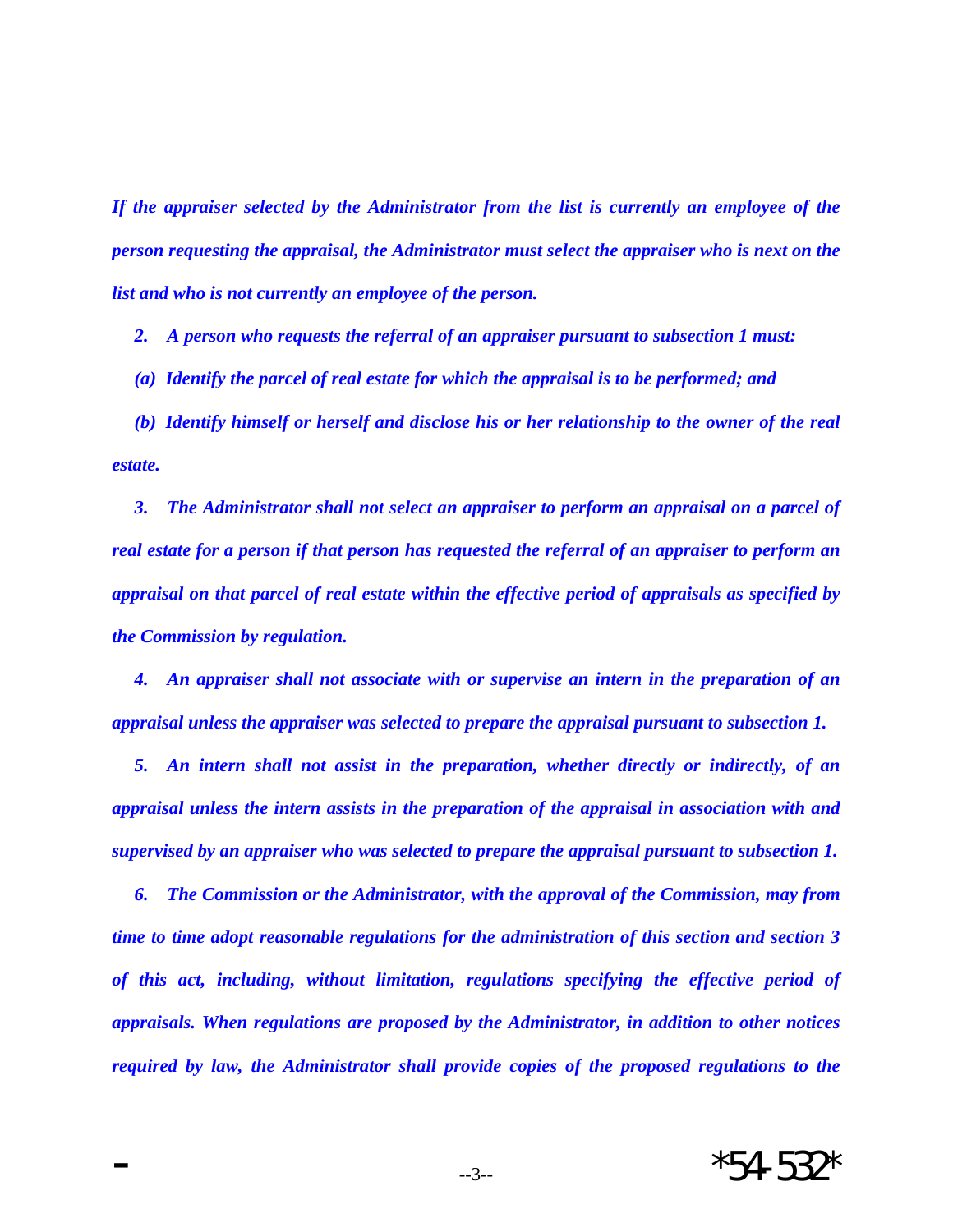*If the appraiser selected by the Administrator from the list is currently an employee of the person requesting the appraisal, the Administrator must select the appraiser who is next on the list and who is not currently an employee of the person.*

*2. A person who requests the referral of an appraiser pursuant to subsection 1 must:*

*(a) Identify the parcel of real estate for which the appraisal is to be performed; and*

*(b) Identify himself or herself and disclose his or her relationship to the owner of the real estate.*

*3. The Administrator shall not select an appraiser to perform an appraisal on a parcel of real estate for a person if that person has requested the referral of an appraiser to perform an appraisal on that parcel of real estate within the effective period of appraisals as specified by the Commission by regulation.*

*4. An appraiser shall not associate with or supervise an intern in the preparation of an appraisal unless the appraiser was selected to prepare the appraisal pursuant to subsection 1.*

*5. An intern shall not assist in the preparation, whether directly or indirectly, of an appraisal unless the intern assists in the preparation of the appraisal in association with and supervised by an appraiser who was selected to prepare the appraisal pursuant to subsection 1.*

*6. The Commission or the Administrator, with the approval of the Commission, may from time to time adopt reasonable regulations for the administration of this section and section 3 of this act, including, without limitation, regulations specifying the effective period of appraisals. When regulations are proposed by the Administrator, in addition to other notices required by law, the Administrator shall provide copies of the proposed regulations to the*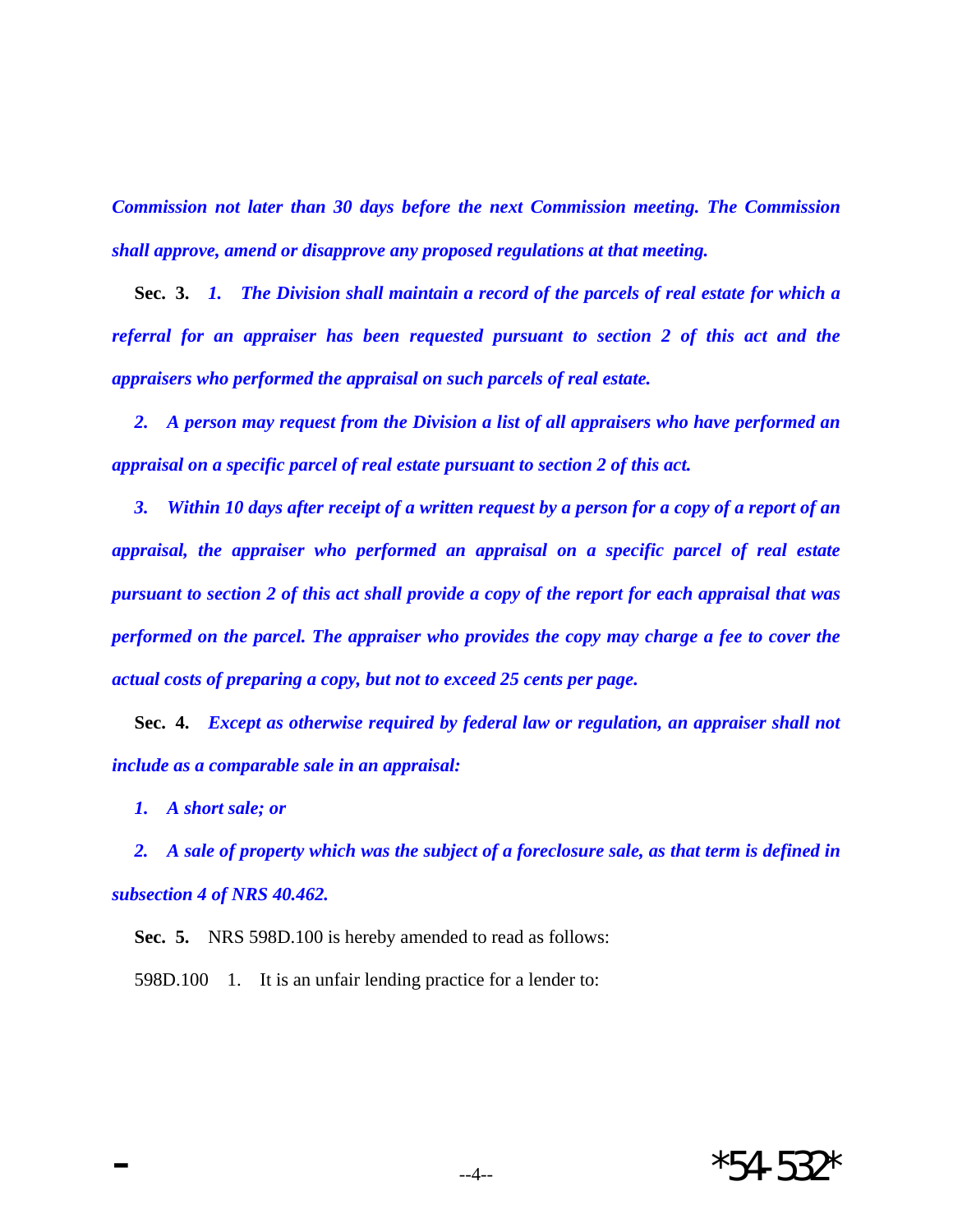*Commission not later than 30 days before the next Commission meeting. The Commission shall approve, amend or disapprove any proposed regulations at that meeting.*

**Sec. 3.** *1. The Division shall maintain a record of the parcels of real estate for which a referral for an appraiser has been requested pursuant to section 2 of this act and the appraisers who performed the appraisal on such parcels of real estate.*

*2. A person may request from the Division a list of all appraisers who have performed an appraisal on a specific parcel of real estate pursuant to section 2 of this act.*

*3. Within 10 days after receipt of a written request by a person for a copy of a report of an appraisal, the appraiser who performed an appraisal on a specific parcel of real estate pursuant to section 2 of this act shall provide a copy of the report for each appraisal that was performed on the parcel. The appraiser who provides the copy may charge a fee to cover the actual costs of preparing a copy, but not to exceed 25 cents per page.*

**Sec. 4.** *Except as otherwise required by federal law or regulation, an appraiser shall not include as a comparable sale in an appraisal:*

*1. A short sale; or*

*2. A sale of property which was the subject of a foreclosure sale, as that term is defined in subsection 4 of NRS 40.462.*

**Sec. 5.** NRS 598D.100 is hereby amended to read as follows:

598D.100 1. It is an unfair lending practice for a lender to: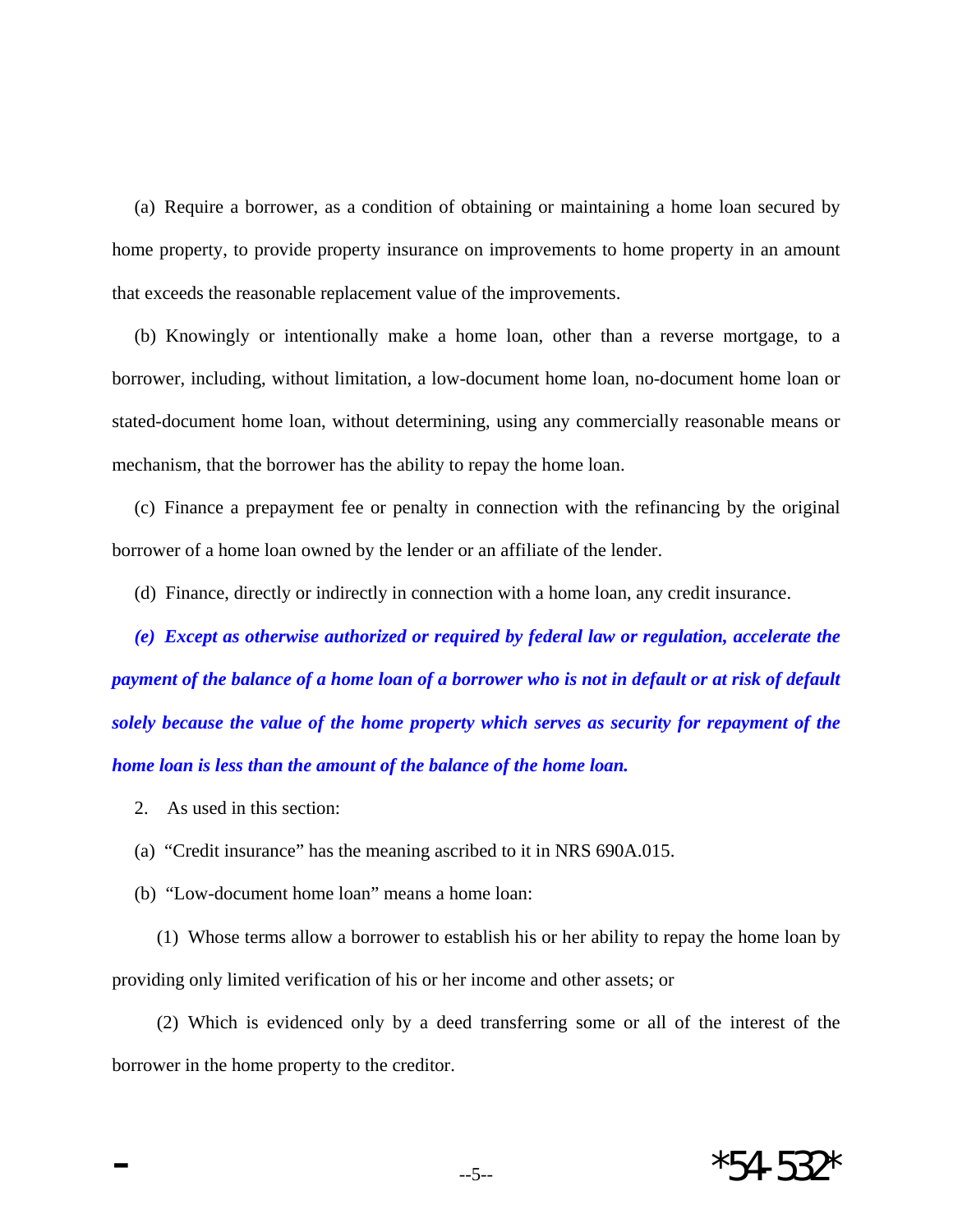(a) Require a borrower, as a condition of obtaining or maintaining a home loan secured by home property, to provide property insurance on improvements to home property in an amount that exceeds the reasonable replacement value of the improvements.

(b) Knowingly or intentionally make a home loan, other than a reverse mortgage, to a borrower, including, without limitation, a low-document home loan, no-document home loan or stated-document home loan, without determining, using any commercially reasonable means or mechanism, that the borrower has the ability to repay the home loan.

(c) Finance a prepayment fee or penalty in connection with the refinancing by the original borrower of a home loan owned by the lender or an affiliate of the lender.

(d) Finance, directly or indirectly in connection with a home loan, any credit insurance.

***(e) Except as otherwise authorized or required by federal law or regulation, accelerate the payment of the balance of a home loan of a borrower who is not in default or at risk of default solely because the value of the home property which serves as security for repayment of the home loan is less than the amount of the balance of the home loan.***

2. As used in this section:

(a) "Credit insurance" has the meaning ascribed to it in NRS 690A.015.

(b) "Low-document home loan" means a home loan:

(1) Whose terms allow a borrower to establish his or her ability to repay the home loan by providing only limited verification of his or her income and other assets; or

(2) Which is evidenced only by a deed transferring some or all of the interest of the borrower in the home property to the creditor.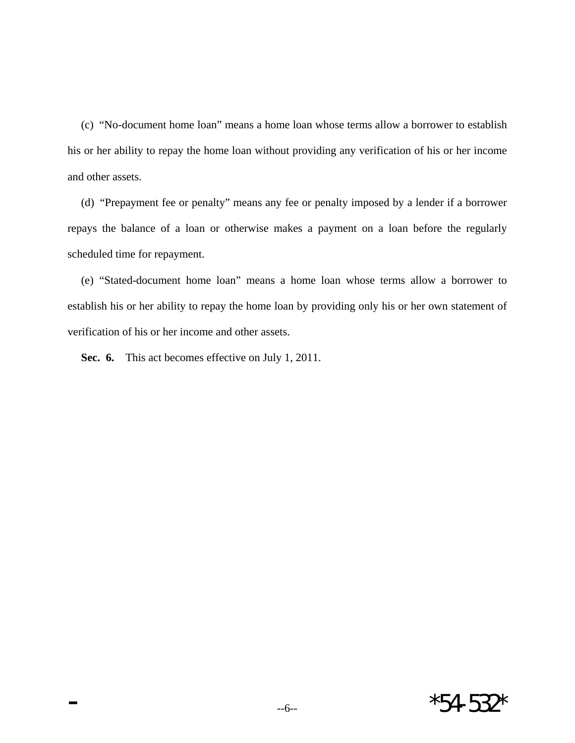(c) “No-document home loan” means a home loan whose terms allow a borrower to establish his or her ability to repay the home loan without providing any verification of his or her income and other assets.

(d) “Prepayment fee or penalty” means any fee or penalty imposed by a lender if a borrower repays the balance of a loan or otherwise makes a payment on a loan before the regularly scheduled time for repayment.

(e) “Stated-document home loan” means a home loan whose terms allow a borrower to establish his or her ability to repay the home loan by providing only his or her own statement of verification of his or her income and other assets.

**Sec. 6.** This act becomes effective on July 1, 2011.